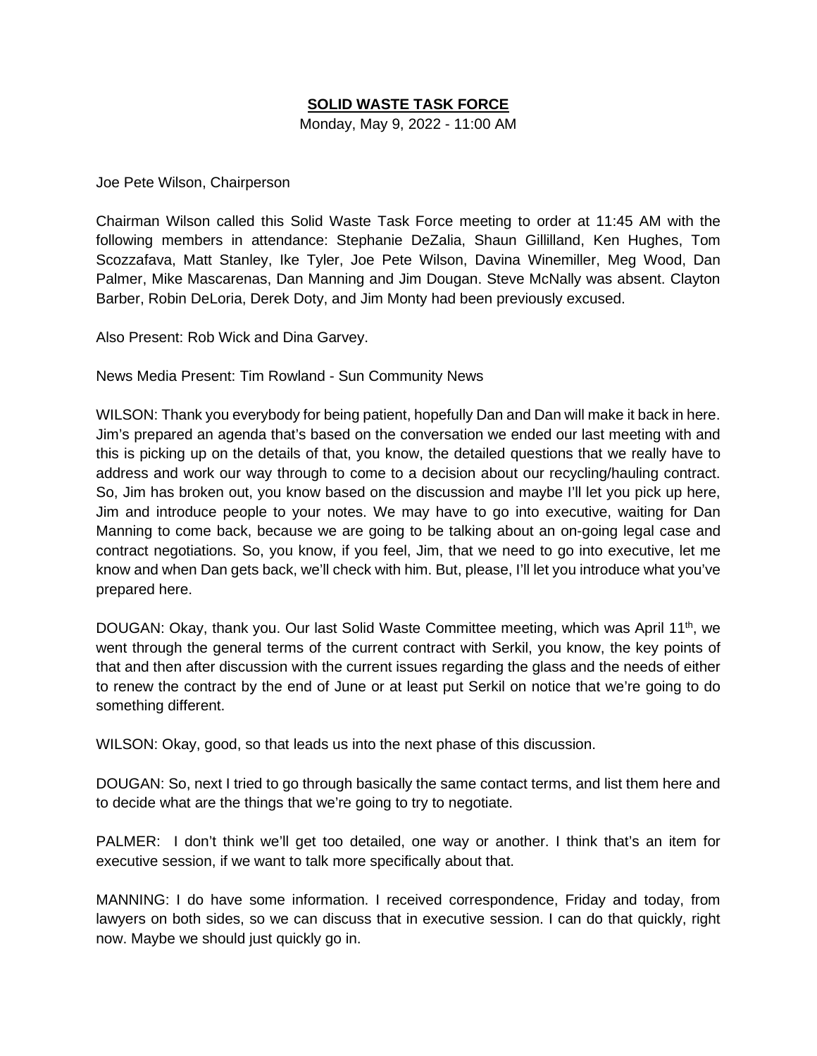# SOLID WASTE TASK FORCE

Monday, May 9, 2022 - 11:00 AM

Joe Pete Wilson, Chairperson

Chairman Wilson called this Solid Waste Task Force meeting to order at 11:45 AM with the following members in attendance: Stephanie DeZalia, Shaun Gillilland, Ken Hughes, Tom Scozzafava, Matt Stanley, Ike Tyler, Joe Pete Wilson, Davina Winemiller, Meg Wood, Dan Palmer, Mike Mascarenas, Dan Manning and Jim Dougan. Steve McNally was absent. Clayton Barber, Robin DeLoria, Derek Doty, and Jim Monty had been previously excused.

Also Present: Rob Wick and Dina Garvey.

News Media Present: Tim Rowland - Sun Community News

WILSON: Thank you everybody for being patient, hopefully Dan and Dan will make it back in here. Jim's prepared an agenda that's based on the conversation we ended our last meeting with and this is picking up on the details of that, you know, the detailed questions that we really have to address and work our way through to come to a decision about our recycling/hauling contract. So, Jim has broken out, you know based on the discussion and maybe I'll let you pick up here, Jim and introduce people to your notes. We may have to go into executive, waiting for Dan Manning to come back, because we are going to be talking about an on-going legal case and contract negotiations. So, you know, if you feel, Jim, that we need to go into executive, let me know and when Dan gets back, we'll check with him. But, please, I'll let you introduce what you've prepared here.

DOUGAN: Okay, thank you. Our last Solid Waste Committee meeting, which was April 11th, we went through the general terms of the current contract with Serkil, you know, the key points of that and then after discussion with the current issues regarding the glass and the needs of either to renew the contract by the end of June or at least put Serkil on notice that we're going to do something different.

WILSON: Okay, good, so that leads us into the next phase of this discussion.

DOUGAN: So, next I tried to go through basically the same contact terms, and list them here and to decide what are the things that we're going to try to negotiate.

PALMER: I don't think we'll get too detailed, one way or another. I think that's an item for executive session, if we want to talk more specifically about that.

MANNING: I do have some information. I received correspondence, Friday and today, from lawyers on both sides, so we can discuss that in executive session. I can do that quickly, right now. Maybe we should just quickly go in.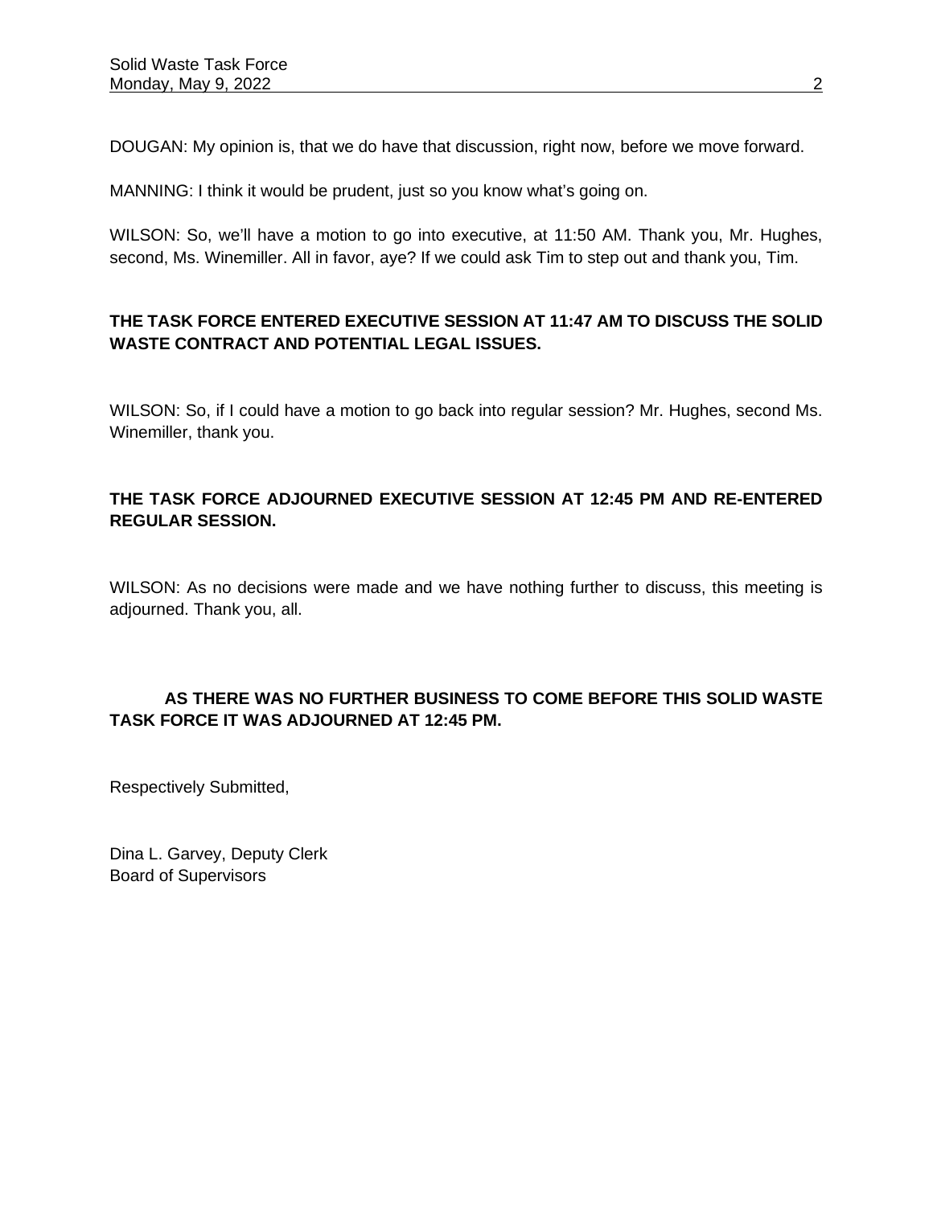DOUGAN: My opinion is, that we do have that discussion, right now, before we move forward.

MANNING: I think it would be prudent, just so you know what's going on.

WILSON: So, we'll have a motion to go into executive, at 11:50 AM. Thank you, Mr. Hughes, second, Ms. Winemiller. All in favor, aye? If we could ask Tim to step out and thank you, Tim.

**THE TASK FORCE ENTERED EXECUTIVE SESSION AT 11:47 AM TO DISCUSS THE SOLID WASTE CONTRACT AND POTENTIAL LEGAL ISSUES.**

WILSON: So, if I could have a motion to go back into regular session? Mr. Hughes, second Ms. Winemiller, thank you.

**THE TASK FORCE ADJOURNED EXECUTIVE SESSION AT 12:45 PM AND RE-ENTERED REGULAR SESSION.**

WILSON: As no decisions were made and we have nothing further to discuss, this meeting is adjourned. Thank you, all.

**AS THERE WAS NO FURTHER BUSINESS TO COME BEFORE THIS SOLID WASTE TASK FORCE IT WAS ADJOURNED AT 12:45 PM.**

Respectively Submitted,

Dina L. Garvey, Deputy Clerk
Board of Supervisors